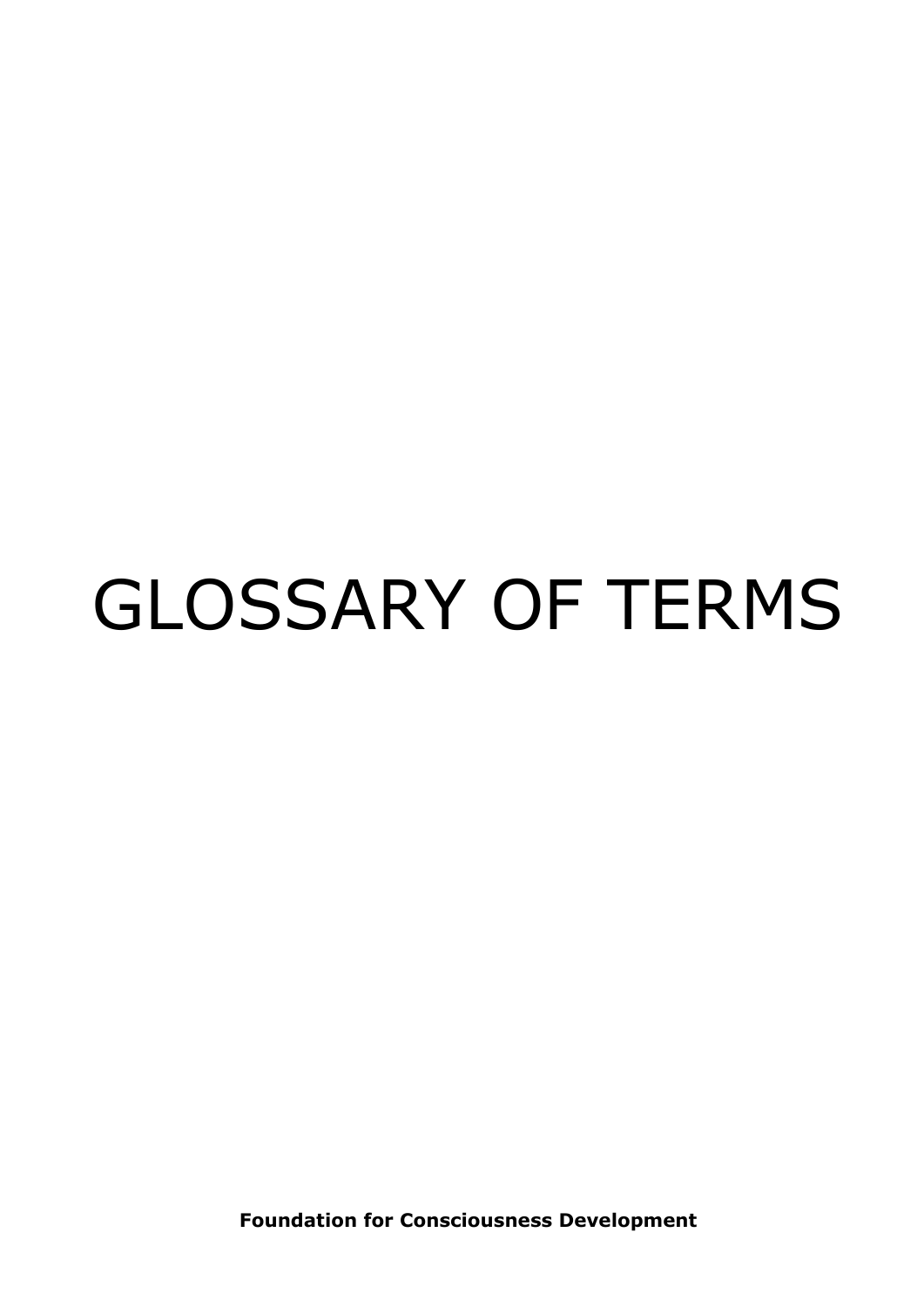# GLOSSARY OF TERMS

**Foundation for Consciousness Development**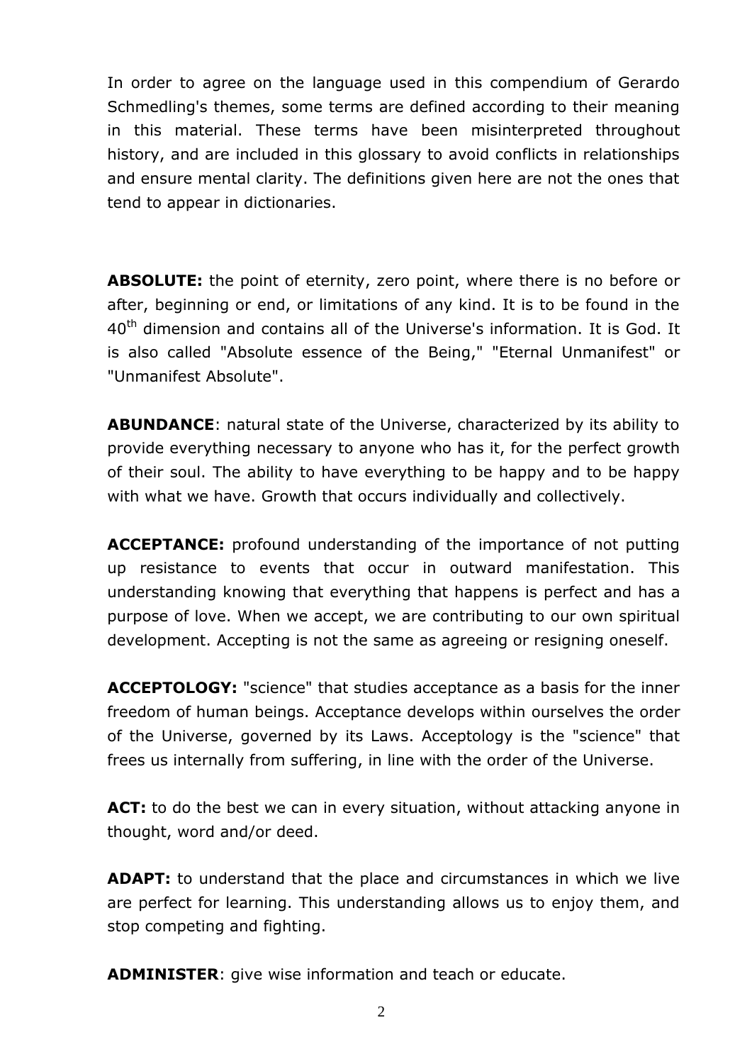In order to agree on the language used in this compendium of Gerardo Schmedling's themes, some terms are defined according to their meaning in this material. These terms have been misinterpreted throughout history, and are included in this glossary to avoid conflicts in relationships and ensure mental clarity. The definitions given here are not the ones that tend to appear in dictionaries.

**ABSOLUTE:** the point of eternity, zero point, where there is no before or after, beginning or end, or limitations of any kind. It is to be found in the 40th dimension and contains all of the Universe's information. It is God. It is also called "Absolute essence of the Being," "Eternal Unmanifest" or "Unmanifest Absolute".

**ABUNDANCE**: natural state of the Universe, characterized by its ability to provide everything necessary to anyone who has it, for the perfect growth of their soul. The ability to have everything to be happy and to be happy with what we have. Growth that occurs individually and collectively.

**ACCEPTANCE:** profound understanding of the importance of not putting up resistance to events that occur in outward manifestation. This understanding knowing that everything that happens is perfect and has a purpose of love. When we accept, we are contributing to our own spiritual development. Accepting is not the same as agreeing or resigning oneself.

**ACCEPTOLOGY:** "science" that studies acceptance as a basis for the inner freedom of human beings. Acceptance develops within ourselves the order of the Universe, governed by its Laws. Acceptology is the "science" that frees us internally from suffering, in line with the order of the Universe.

**ACT:** to do the best we can in every situation, without attacking anyone in thought, word and/or deed.

**ADAPT:** to understand that the place and circumstances in which we live are perfect for learning. This understanding allows us to enjoy them, and stop competing and fighting.

**ADMINISTER**: give wise information and teach or educate.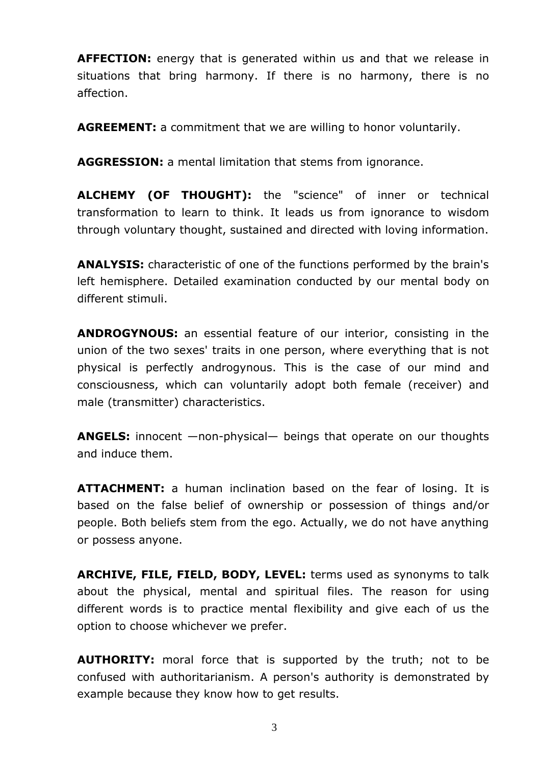**AFFECTION:** energy that is generated within us and that we release in situations that bring harmony. If there is no harmony, there is no affection.

**AGREEMENT:** a commitment that we are willing to honor voluntarily.

**AGGRESSION:** a mental limitation that stems from ignorance.

**ALCHEMY (OF THOUGHT):** the "science" of inner or technical transformation to learn to think. It leads us from ignorance to wisdom through voluntary thought, sustained and directed with loving information.

**ANALYSIS:** characteristic of one of the functions performed by the brain's left hemisphere. Detailed examination conducted by our mental body on different stimuli.

**ANDROGYNOUS:** an essential feature of our interior, consisting in the union of the two sexes' traits in one person, where everything that is not physical is perfectly androgynous. This is the case of our mind and consciousness, which can voluntarily adopt both female (receiver) and male (transmitter) characteristics.

**ANGELS:** innocent —non-physical— beings that operate on our thoughts and induce them.

**ATTACHMENT:** a human inclination based on the fear of losing. It is based on the false belief of ownership or possession of things and/or people. Both beliefs stem from the ego. Actually, we do not have anything or possess anyone.

**ARCHIVE, FILE, FIELD, BODY, LEVEL:** terms used as synonyms to talk about the physical, mental and spiritual files. The reason for using different words is to practice mental flexibility and give each of us the option to choose whichever we prefer.

**AUTHORITY:** moral force that is supported by the truth; not to be confused with authoritarianism. A person's authority is demonstrated by example because they know how to get results.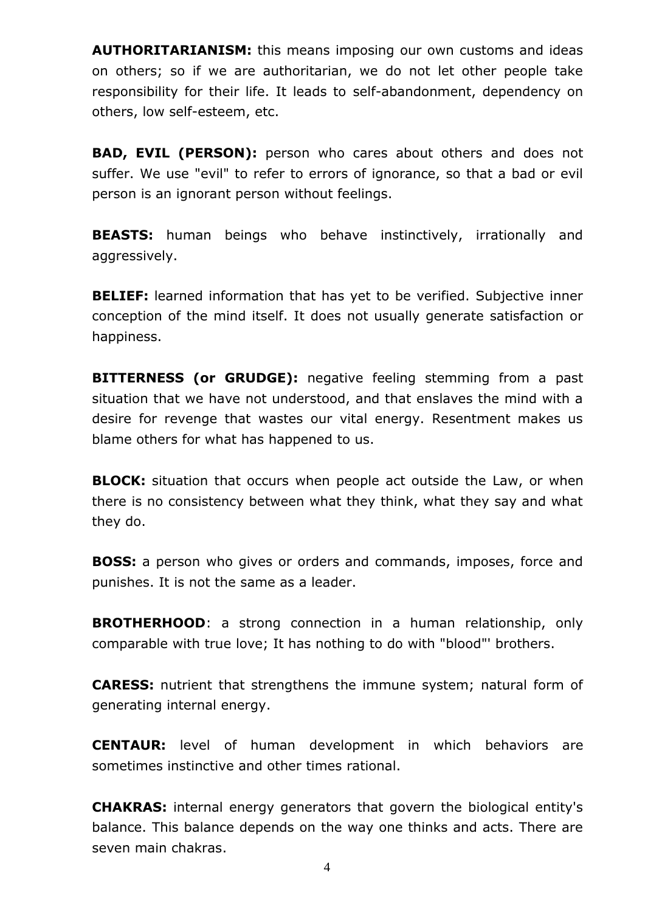**AUTHORITARIANISM:** this means imposing our own customs and ideas on others; so if we are authoritarian, we do not let other people take responsibility for their life. It leads to self-abandonment, dependency on others, low self-esteem, etc.

**BAD, EVIL (PERSON):** person who cares about others and does not suffer. We use "evil" to refer to errors of ignorance, so that a bad or evil person is an ignorant person without feelings.

**BEASTS:** human beings who behave instinctively, irrationally and aggressively.

**BELIEF:** learned information that has yet to be verified. Subjective inner conception of the mind itself. It does not usually generate satisfaction or happiness.

**BITTERNESS (or GRUDGE):** negative feeling stemming from a past situation that we have not understood, and that enslaves the mind with a desire for revenge that wastes our vital energy. Resentment makes us blame others for what has happened to us.

**BLOCK:** situation that occurs when people act outside the Law, or when there is no consistency between what they think, what they say and what they do.

**BOSS:** a person who gives or orders and commands, imposes, force and punishes. It is not the same as a leader.

**BROTHERHOOD**: a strong connection in a human relationship, only comparable with true love; It has nothing to do with "blood"' brothers.

**CARESS:** nutrient that strengthens the immune system; natural form of generating internal energy.

**CENTAUR:** level of human development in which behaviors are sometimes instinctive and other times rational.

**CHAKRAS:** internal energy generators that govern the biological entity's balance. This balance depends on the way one thinks and acts. There are seven main chakras.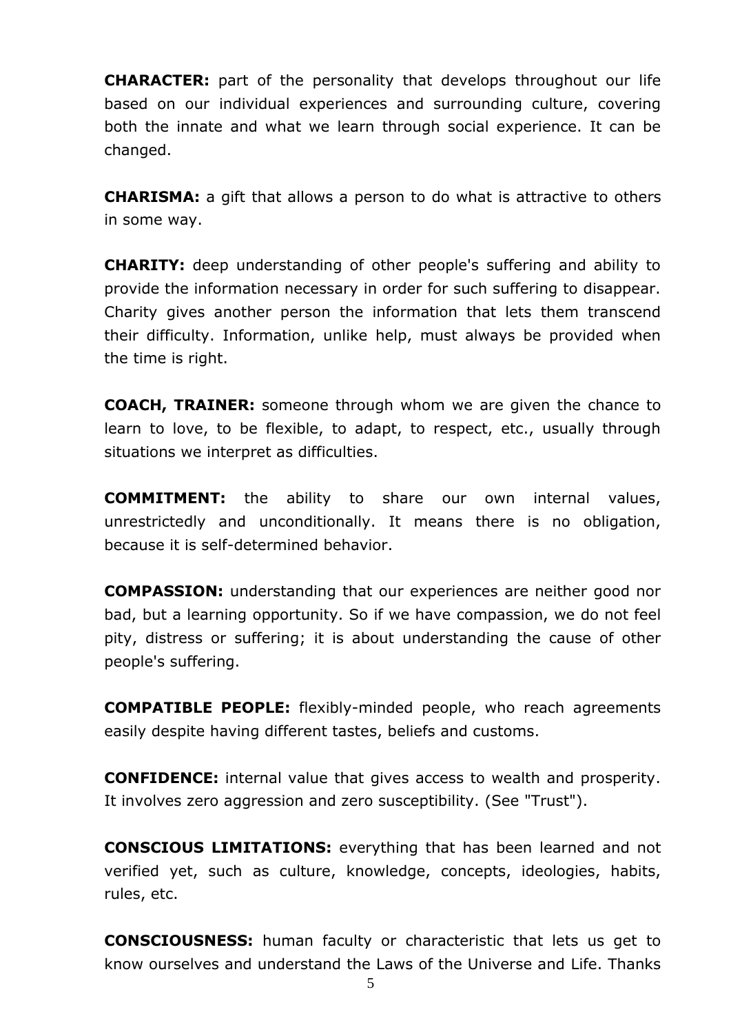**CHARACTER:** part of the personality that develops throughout our life based on our individual experiences and surrounding culture, covering both the innate and what we learn through social experience. It can be changed.

**CHARISMA:** a gift that allows a person to do what is attractive to others in some way.

**CHARITY:** deep understanding of other people's suffering and ability to provide the information necessary in order for such suffering to disappear. Charity gives another person the information that lets them transcend their difficulty. Information, unlike help, must always be provided when the time is right.

**COACH, TRAINER:** someone through whom we are given the chance to learn to love, to be flexible, to adapt, to respect, etc., usually through situations we interpret as difficulties.

**COMMITMENT:** the ability to share our own internal values, unrestrictedly and unconditionally. It means there is no obligation, because it is self-determined behavior.

**COMPASSION:** understanding that our experiences are neither good nor bad, but a learning opportunity. So if we have compassion, we do not feel pity, distress or suffering; it is about understanding the cause of other people's suffering.

**COMPATIBLE PEOPLE:** flexibly-minded people, who reach agreements easily despite having different tastes, beliefs and customs.

**CONFIDENCE:** internal value that gives access to wealth and prosperity. It involves zero aggression and zero susceptibility. (See "Trust").

**CONSCIOUS LIMITATIONS:** everything that has been learned and not verified yet, such as culture, knowledge, concepts, ideologies, habits, rules, etc.

**CONSCIOUSNESS:** human faculty or characteristic that lets us get to know ourselves and understand the Laws of the Universe and Life. Thanks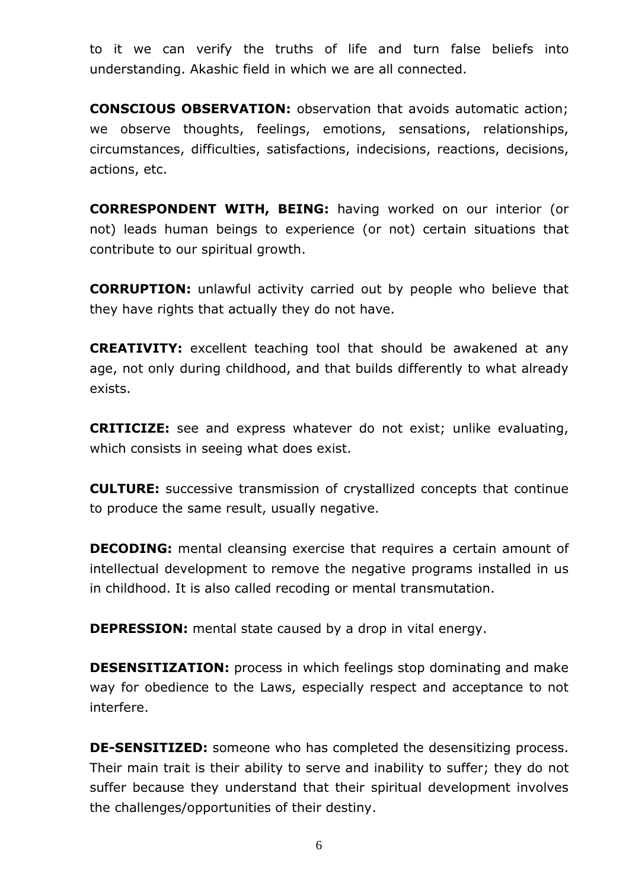to it we can verify the truths of life and turn false beliefs into understanding. Akashic field in which we are all connected.

**CONSCIOUS OBSERVATION:** observation that avoids automatic action; we observe thoughts, feelings, emotions, sensations, relationships, circumstances, difficulties, satisfactions, indecisions, reactions, decisions, actions, etc.

**CORRESPONDENT WITH, BEING:** having worked on our interior (or not) leads human beings to experience (or not) certain situations that contribute to our spiritual growth.

**CORRUPTION:** unlawful activity carried out by people who believe that they have rights that actually they do not have.

**CREATIVITY:** excellent teaching tool that should be awakened at any age, not only during childhood, and that builds differently to what already exists.

**CRITICIZE:** see and express whatever do not exist; unlike evaluating, which consists in seeing what does exist.

**CULTURE:** successive transmission of crystallized concepts that continue to produce the same result, usually negative.

**DECODING:** mental cleansing exercise that requires a certain amount of intellectual development to remove the negative programs installed in us in childhood. It is also called recoding or mental transmutation.

**DEPRESSION:** mental state caused by a drop in vital energy.

**DESENSITIZATION:** process in which feelings stop dominating and make way for obedience to the Laws, especially respect and acceptance to not interfere.

**DE-SENSITIZED:** someone who has completed the desensitizing process. Their main trait is their ability to serve and inability to suffer; they do not suffer because they understand that their spiritual development involves the challenges/opportunities of their destiny.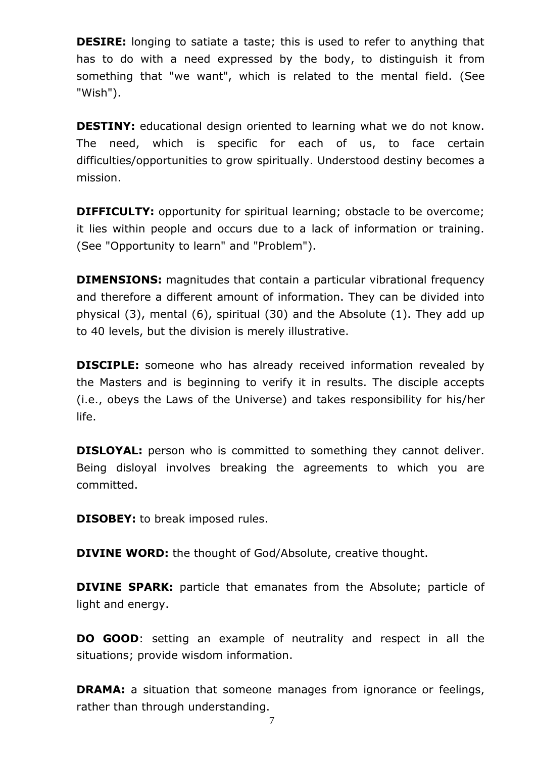**DESIRE:** longing to satiate a taste; this is used to refer to anything that has to do with a need expressed by the body, to distinguish it from something that "we want", which is related to the mental field. (See "Wish").

**DESTINY:** educational design oriented to learning what we do not know. The need, which is specific for each of us, to face certain difficulties/opportunities to grow spiritually. Understood destiny becomes a mission.

**DIFFICULTY:** opportunity for spiritual learning; obstacle to be overcome; it lies within people and occurs due to a lack of information or training. (See "Opportunity to learn" and "Problem").

**DIMENSIONS:** magnitudes that contain a particular vibrational frequency and therefore a different amount of information. They can be divided into physical (3), mental (6), spiritual (30) and the Absolute (1). They add up to 40 levels, but the division is merely illustrative.

**DISCIPLE:** someone who has already received information revealed by the Masters and is beginning to verify it in results. The disciple accepts (i.e., obeys the Laws of the Universe) and takes responsibility for his/her life.

**DISLOYAL:** person who is committed to something they cannot deliver. Being disloyal involves breaking the agreements to which you are committed.

**DISOBEY:** to break imposed rules.

**DIVINE WORD:** the thought of God/Absolute, creative thought.

**DIVINE SPARK:** particle that emanates from the Absolute; particle of light and energy.

**DO GOOD**: setting an example of neutrality and respect in all the situations; provide wisdom information.

**DRAMA:** a situation that someone manages from ignorance or feelings, rather than through understanding.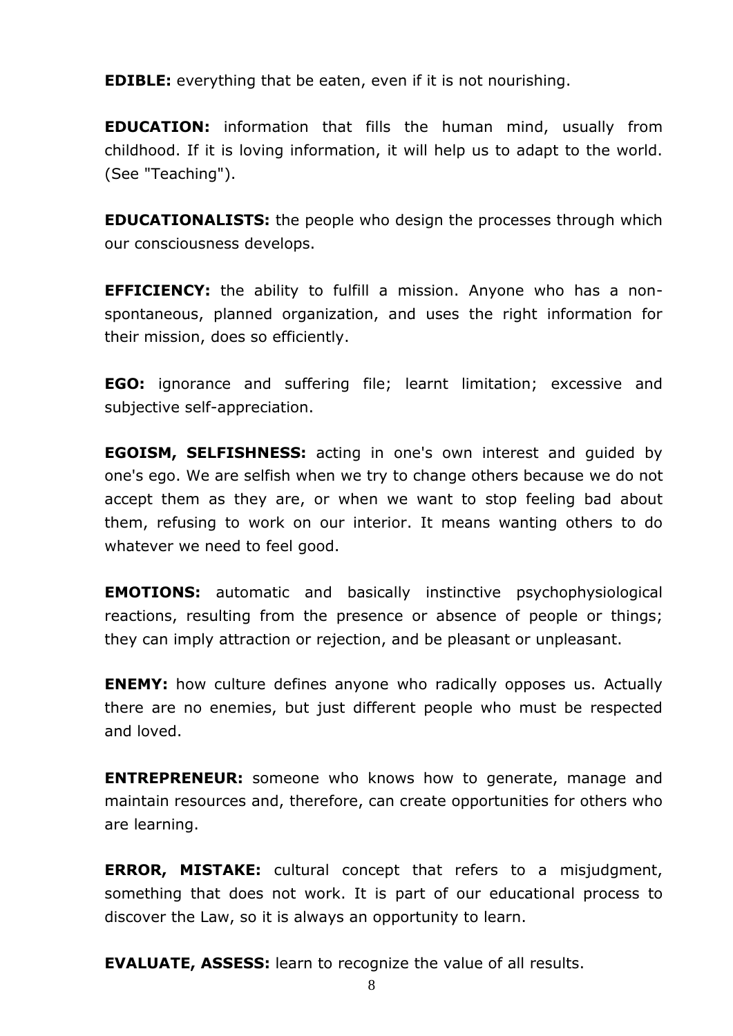**EDIBLE:** everything that be eaten, even if it is not nourishing.

**EDUCATION:** information that fills the human mind, usually from childhood. If it is loving information, it will help us to adapt to the world. (See "Teaching").

**EDUCATIONALISTS:** the people who design the processes through which our consciousness develops.

**EFFICIENCY:** the ability to fulfill a mission. Anyone who has a non-spontaneous, planned organization, and uses the right information for their mission, does so efficiently.

**EGO:** ignorance and suffering file; learnt limitation; excessive and subjective self-appreciation.

**EGOISM, SELFISHNESS:** acting in one's own interest and guided by one's ego. We are selfish when we try to change others because we do not accept them as they are, or when we want to stop feeling bad about them, refusing to work on our interior. It means wanting others to do whatever we need to feel good.

**EMOTIONS:** automatic and basically instinctive psychophysiological reactions, resulting from the presence or absence of people or things; they can imply attraction or rejection, and be pleasant or unpleasant.

**ENEMY:** how culture defines anyone who radically opposes us. Actually there are no enemies, but just different people who must be respected and loved.

**ENTREPRENEUR:** someone who knows how to generate, manage and maintain resources and, therefore, can create opportunities for others who are learning.

**ERROR, MISTAKE:** cultural concept that refers to a misjudgment, something that does not work. It is part of our educational process to discover the Law, so it is always an opportunity to learn.

**EVALUATE, ASSESS:** learn to recognize the value of all results.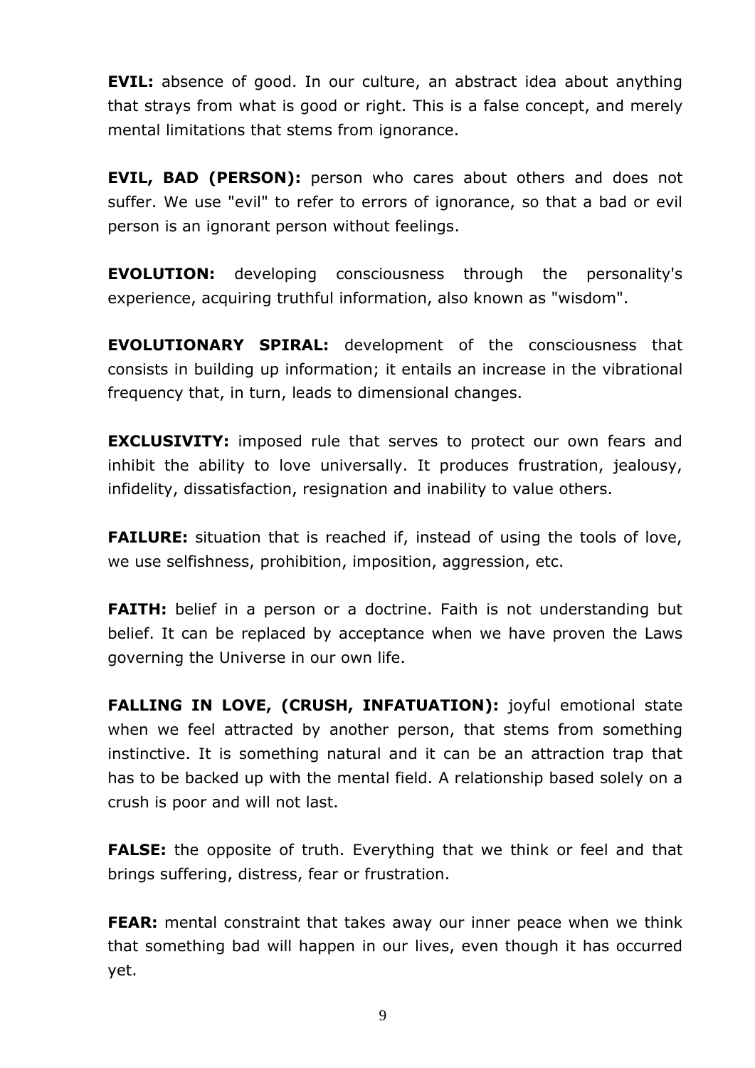**EVIL:** absence of good. In our culture, an abstract idea about anything that strays from what is good or right. This is a false concept, and merely mental limitations that stems from ignorance.

**EVIL, BAD (PERSON):** person who cares about others and does not suffer. We use "evil" to refer to errors of ignorance, so that a bad or evil person is an ignorant person without feelings.

**EVOLUTION:** developing consciousness through the personality's experience, acquiring truthful information, also known as "wisdom".

**EVOLUTIONARY SPIRAL:** development of the consciousness that consists in building up information; it entails an increase in the vibrational frequency that, in turn, leads to dimensional changes.

**EXCLUSIVITY:** imposed rule that serves to protect our own fears and inhibit the ability to love universally. It produces frustration, jealousy, infidelity, dissatisfaction, resignation and inability to value others.

**FAILURE:** situation that is reached if, instead of using the tools of love, we use selfishness, prohibition, imposition, aggression, etc.

**FAITH:** belief in a person or a doctrine. Faith is not understanding but belief. It can be replaced by acceptance when we have proven the Laws governing the Universe in our own life.

**FALLING IN LOVE, (CRUSH, INFATUATION):** joyful emotional state when we feel attracted by another person, that stems from something instinctive. It is something natural and it can be an attraction trap that has to be backed up with the mental field. A relationship based solely on a crush is poor and will not last.

**FALSE:** the opposite of truth. Everything that we think or feel and that brings suffering, distress, fear or frustration.

**FEAR:** mental constraint that takes away our inner peace when we think that something bad will happen in our lives, even though it has occurred yet.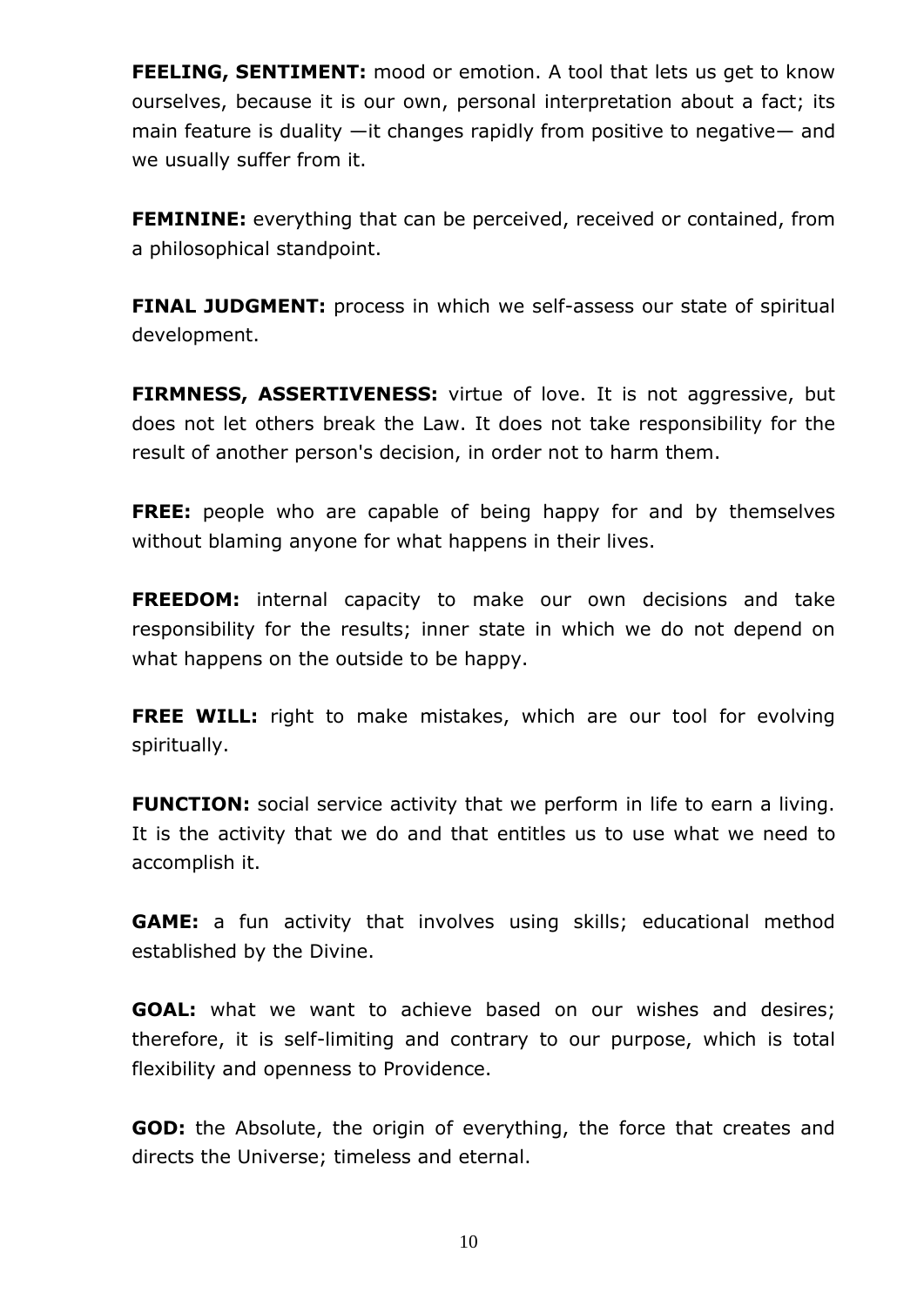**FEELING, SENTIMENT:** mood or emotion. A tool that lets us get to know ourselves, because it is our own, personal interpretation about a fact; its main feature is duality —it changes rapidly from positive to negative— and we usually suffer from it.

**FEMININE:** everything that can be perceived, received or contained, from a philosophical standpoint.

**FINAL JUDGMENT:** process in which we self-assess our state of spiritual development.

**FIRMNESS, ASSERTIVENESS:** virtue of love. It is not aggressive, but does not let others break the Law. It does not take responsibility for the result of another person's decision, in order not to harm them.

**FREE:** people who are capable of being happy for and by themselves without blaming anyone for what happens in their lives.

**FREEDOM:** internal capacity to make our own decisions and take responsibility for the results; inner state in which we do not depend on what happens on the outside to be happy.

**FREE WILL:** right to make mistakes, which are our tool for evolving spiritually.

**FUNCTION:** social service activity that we perform in life to earn a living. It is the activity that we do and that entitles us to use what we need to accomplish it.

**GAME:** a fun activity that involves using skills; educational method established by the Divine.

**GOAL:** what we want to achieve based on our wishes and desires; therefore, it is self-limiting and contrary to our purpose, which is total flexibility and openness to Providence.

**GOD:** the Absolute, the origin of everything, the force that creates and directs the Universe; timeless and eternal.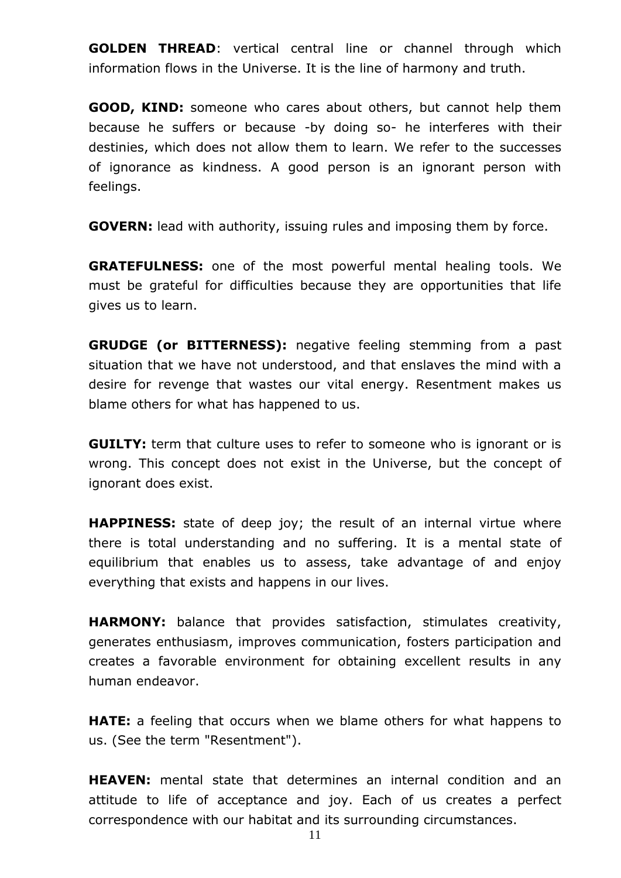**GOLDEN THREAD**: vertical central line or channel through which information flows in the Universe. It is the line of harmony and truth.

**GOOD, KIND:** someone who cares about others, but cannot help them because he suffers or because -by doing so- he interferes with their destinies, which does not allow them to learn. We refer to the successes of ignorance as kindness. A good person is an ignorant person with feelings.

**GOVERN:** lead with authority, issuing rules and imposing them by force.

**GRATEFULNESS:** one of the most powerful mental healing tools. We must be grateful for difficulties because they are opportunities that life gives us to learn.

**GRUDGE (or BITTERNESS):** negative feeling stemming from a past situation that we have not understood, and that enslaves the mind with a desire for revenge that wastes our vital energy. Resentment makes us blame others for what has happened to us.

**GUILTY:** term that culture uses to refer to someone who is ignorant or is wrong. This concept does not exist in the Universe, but the concept of ignorant does exist.

**HAPPINESS:** state of deep joy; the result of an internal virtue where there is total understanding and no suffering. It is a mental state of equilibrium that enables us to assess, take advantage of and enjoy everything that exists and happens in our lives.

**HARMONY:** balance that provides satisfaction, stimulates creativity, generates enthusiasm, improves communication, fosters participation and creates a favorable environment for obtaining excellent results in any human endeavor.

**HATE:** a feeling that occurs when we blame others for what happens to us. (See the term "Resentment").

**HEAVEN:** mental state that determines an internal condition and an attitude to life of acceptance and joy. Each of us creates a perfect correspondence with our habitat and its surrounding circumstances.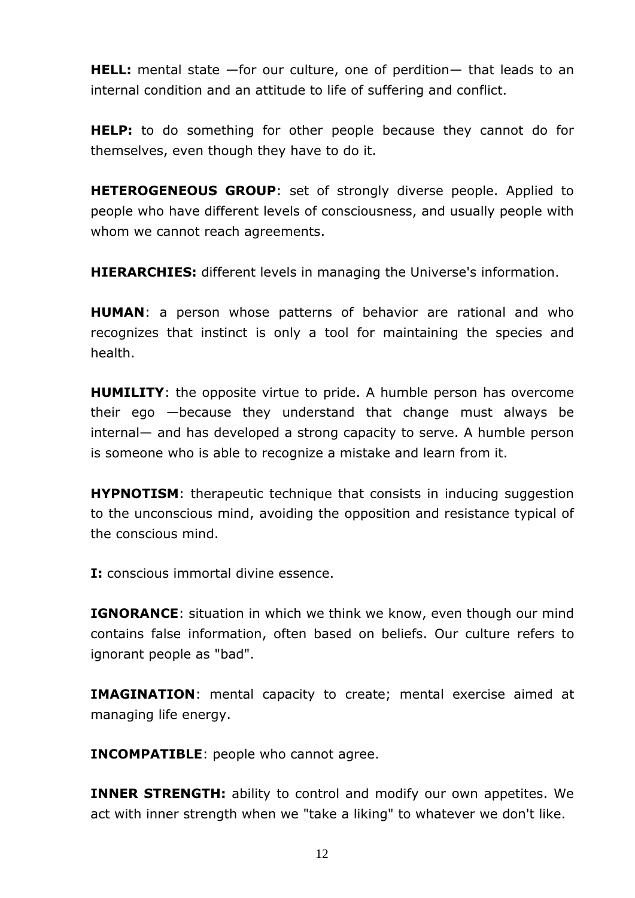**HELL:** mental state —for our culture, one of perdition— that leads to an internal condition and an attitude to life of suffering and conflict.

**HELP:** to do something for other people because they cannot do for themselves, even though they have to do it.

**HETEROGENEOUS GROUP**: set of strongly diverse people. Applied to people who have different levels of consciousness, and usually people with whom we cannot reach agreements.

**HIERARCHIES:** different levels in managing the Universe's information.

**HUMAN**: a person whose patterns of behavior are rational and who recognizes that instinct is only a tool for maintaining the species and health.

**HUMILITY**: the opposite virtue to pride. A humble person has overcome their ego —because they understand that change must always be internal— and has developed a strong capacity to serve. A humble person is someone who is able to recognize a mistake and learn from it.

**HYPNOTISM**: therapeutic technique that consists in inducing suggestion to the unconscious mind, avoiding the opposition and resistance typical of the conscious mind.

**I:** conscious immortal divine essence.

**IGNORANCE**: situation in which we think we know, even though our mind contains false information, often based on beliefs. Our culture refers to ignorant people as "bad".

**IMAGINATION**: mental capacity to create; mental exercise aimed at managing life energy.

**INCOMPATIBLE**: people who cannot agree.

**INNER STRENGTH:** ability to control and modify our own appetites. We act with inner strength when we "take a liking" to whatever we don't like.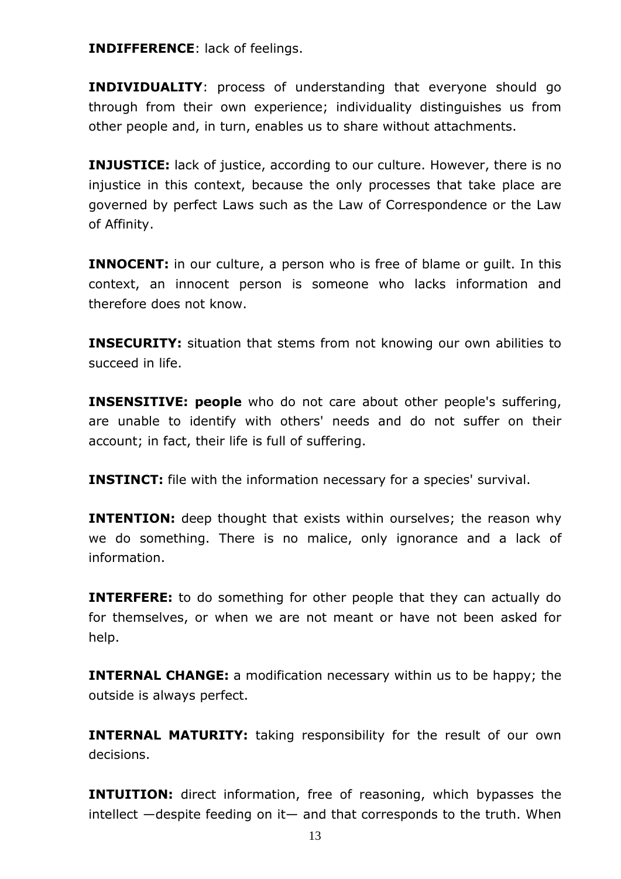**INDIFFERENCE**: lack of feelings.

**INDIVIDUALITY**: process of understanding that everyone should go through from their own experience; individuality distinguishes us from other people and, in turn, enables us to share without attachments.

**INJUSTICE:** lack of justice, according to our culture. However, there is no injustice in this context, because the only processes that take place are governed by perfect Laws such as the Law of Correspondence or the Law of Affinity.

**INNOCENT:** in our culture, a person who is free of blame or guilt. In this context, an innocent person is someone who lacks information and therefore does not know.

**INSECURITY:** situation that stems from not knowing our own abilities to succeed in life.

**INSENSITIVE: people** who do not care about other people's suffering, are unable to identify with others' needs and do not suffer on their account; in fact, their life is full of suffering.

**INSTINCT:** file with the information necessary for a species' survival.

**INTENTION:** deep thought that exists within ourselves; the reason why we do something. There is no malice, only ignorance and a lack of information.

**INTERFERE:** to do something for other people that they can actually do for themselves, or when we are not meant or have not been asked for help.

**INTERNAL CHANGE:** a modification necessary within us to be happy; the outside is always perfect.

**INTERNAL MATURITY:** taking responsibility for the result of our own decisions.

**INTUITION:** direct information, free of reasoning, which bypasses the intellect —despite feeding on it— and that corresponds to the truth. When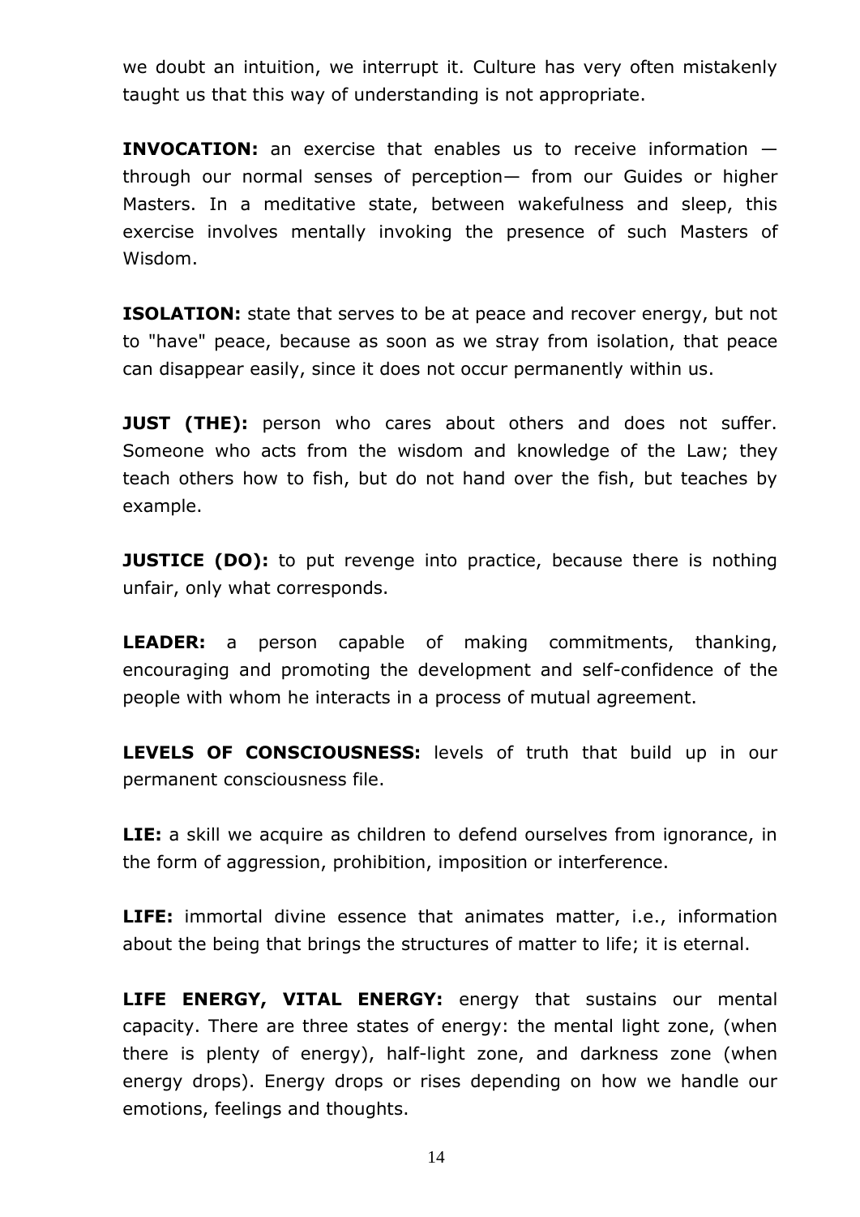we doubt an intuition, we interrupt it. Culture has very often mistakenly taught us that this way of understanding is not appropriate.

**INVOCATION:** an exercise that enables us to receive information — through our normal senses of perception— from our Guides or higher Masters. In a meditative state, between wakefulness and sleep, this exercise involves mentally invoking the presence of such Masters of Wisdom.

**ISOLATION:** state that serves to be at peace and recover energy, but not to "have" peace, because as soon as we stray from isolation, that peace can disappear easily, since it does not occur permanently within us.

**JUST (THE):** person who cares about others and does not suffer. Someone who acts from the wisdom and knowledge of the Law; they teach others how to fish, but do not hand over the fish, but teaches by example.

**JUSTICE (DO):** to put revenge into practice, because there is nothing unfair, only what corresponds.

**LEADER:** a person capable of making commitments, thanking, encouraging and promoting the development and self-confidence of the people with whom he interacts in a process of mutual agreement.

**LEVELS OF CONSCIOUSNESS:** levels of truth that build up in our permanent consciousness file.

**LIE:** a skill we acquire as children to defend ourselves from ignorance, in the form of aggression, prohibition, imposition or interference.

**LIFE:** immortal divine essence that animates matter, i.e., information about the being that brings the structures of matter to life; it is eternal.

**LIFE ENERGY, VITAL ENERGY:** energy that sustains our mental capacity. There are three states of energy: the mental light zone, (when there is plenty of energy), half-light zone, and darkness zone (when energy drops). Energy drops or rises depending on how we handle our emotions, feelings and thoughts.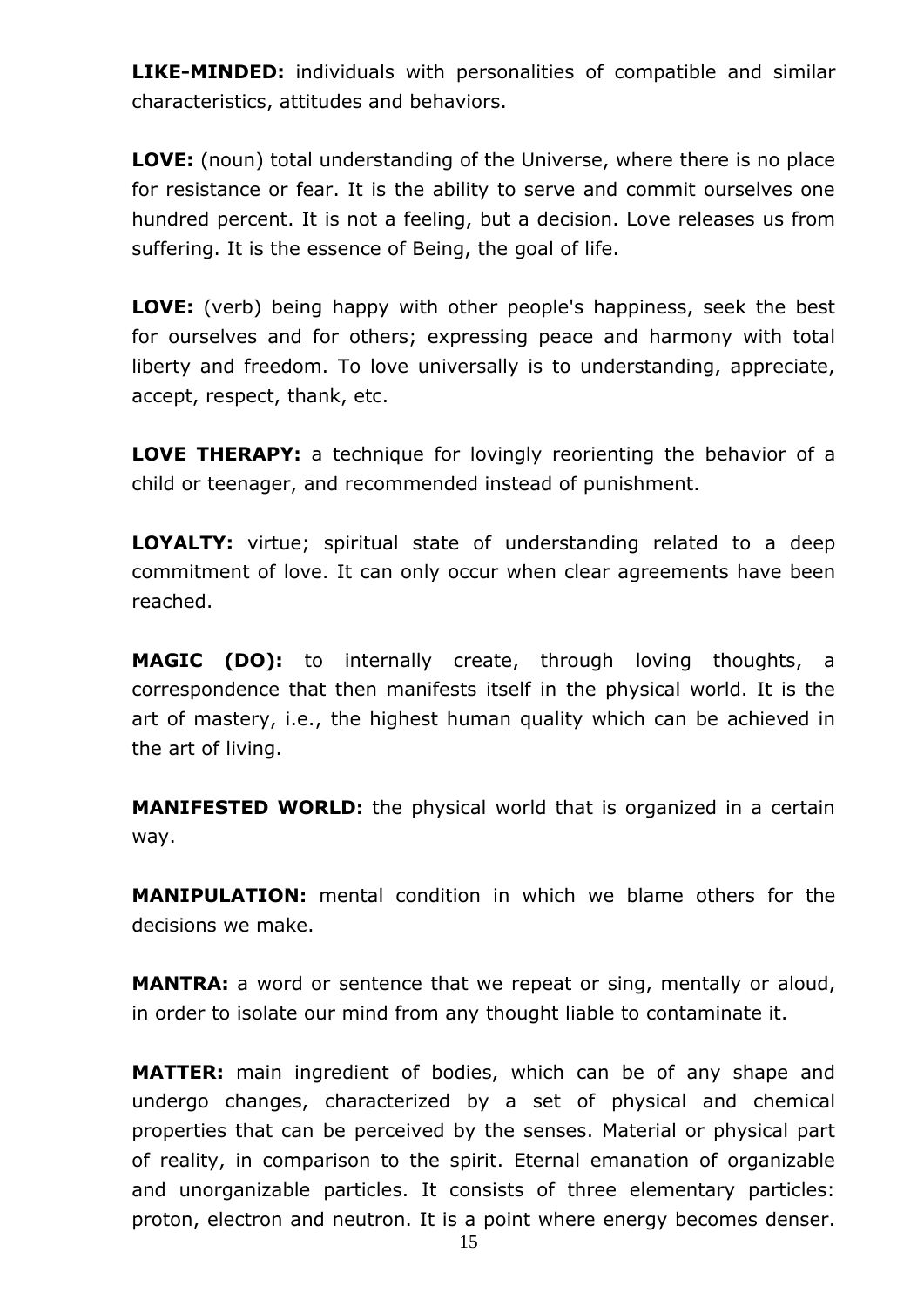**LIKE-MINDED:** individuals with personalities of compatible and similar characteristics, attitudes and behaviors.

**LOVE:** (noun) total understanding of the Universe, where there is no place for resistance or fear. It is the ability to serve and commit ourselves one hundred percent. It is not a feeling, but a decision. Love releases us from suffering. It is the essence of Being, the goal of life.

**LOVE:** (verb) being happy with other people's happiness, seek the best for ourselves and for others; expressing peace and harmony with total liberty and freedom. To love universally is to understanding, appreciate, accept, respect, thank, etc.

**LOVE THERAPY:** a technique for lovingly reorienting the behavior of a child or teenager, and recommended instead of punishment.

**LOYALTY:** virtue; spiritual state of understanding related to a deep commitment of love. It can only occur when clear agreements have been reached.

**MAGIC (DO):** to internally create, through loving thoughts, a correspondence that then manifests itself in the physical world. It is the art of mastery, i.e., the highest human quality which can be achieved in the art of living.

**MANIFESTED WORLD:** the physical world that is organized in a certain way.

**MANIPULATION:** mental condition in which we blame others for the decisions we make.

**MANTRA:** a word or sentence that we repeat or sing, mentally or aloud, in order to isolate our mind from any thought liable to contaminate it.

**MATTER:** main ingredient of bodies, which can be of any shape and undergo changes, characterized by a set of physical and chemical properties that can be perceived by the senses. Material or physical part of reality, in comparison to the spirit. Eternal emanation of organizable and unorganizable particles. It consists of three elementary particles: proton, electron and neutron. It is a point where energy becomes denser.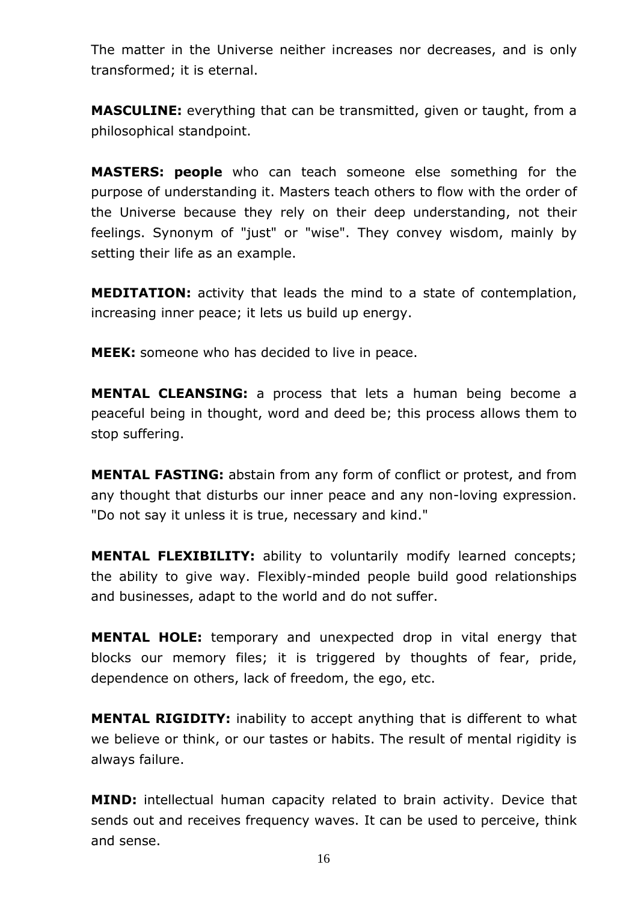The matter in the Universe neither increases nor decreases, and is only transformed; it is eternal.

**MASCULINE:** everything that can be transmitted, given or taught, from a philosophical standpoint.

**MASTERS: people** who can teach someone else something for the purpose of understanding it. Masters teach others to flow with the order of the Universe because they rely on their deep understanding, not their feelings. Synonym of "just" or "wise". They convey wisdom, mainly by setting their life as an example.

**MEDITATION:** activity that leads the mind to a state of contemplation, increasing inner peace; it lets us build up energy.

**MEEK:** someone who has decided to live in peace.

**MENTAL CLEANSING:** a process that lets a human being become a peaceful being in thought, word and deed be; this process allows them to stop suffering.

**MENTAL FASTING:** abstain from any form of conflict or protest, and from any thought that disturbs our inner peace and any non-loving expression. "Do not say it unless it is true, necessary and kind."

**MENTAL FLEXIBILITY:** ability to voluntarily modify learned concepts; the ability to give way. Flexibly-minded people build good relationships and businesses, adapt to the world and do not suffer.

**MENTAL HOLE:** temporary and unexpected drop in vital energy that blocks our memory files; it is triggered by thoughts of fear, pride, dependence on others, lack of freedom, the ego, etc.

**MENTAL RIGIDITY:** inability to accept anything that is different to what we believe or think, or our tastes or habits. The result of mental rigidity is always failure.

**MIND:** intellectual human capacity related to brain activity. Device that sends out and receives frequency waves. It can be used to perceive, think and sense.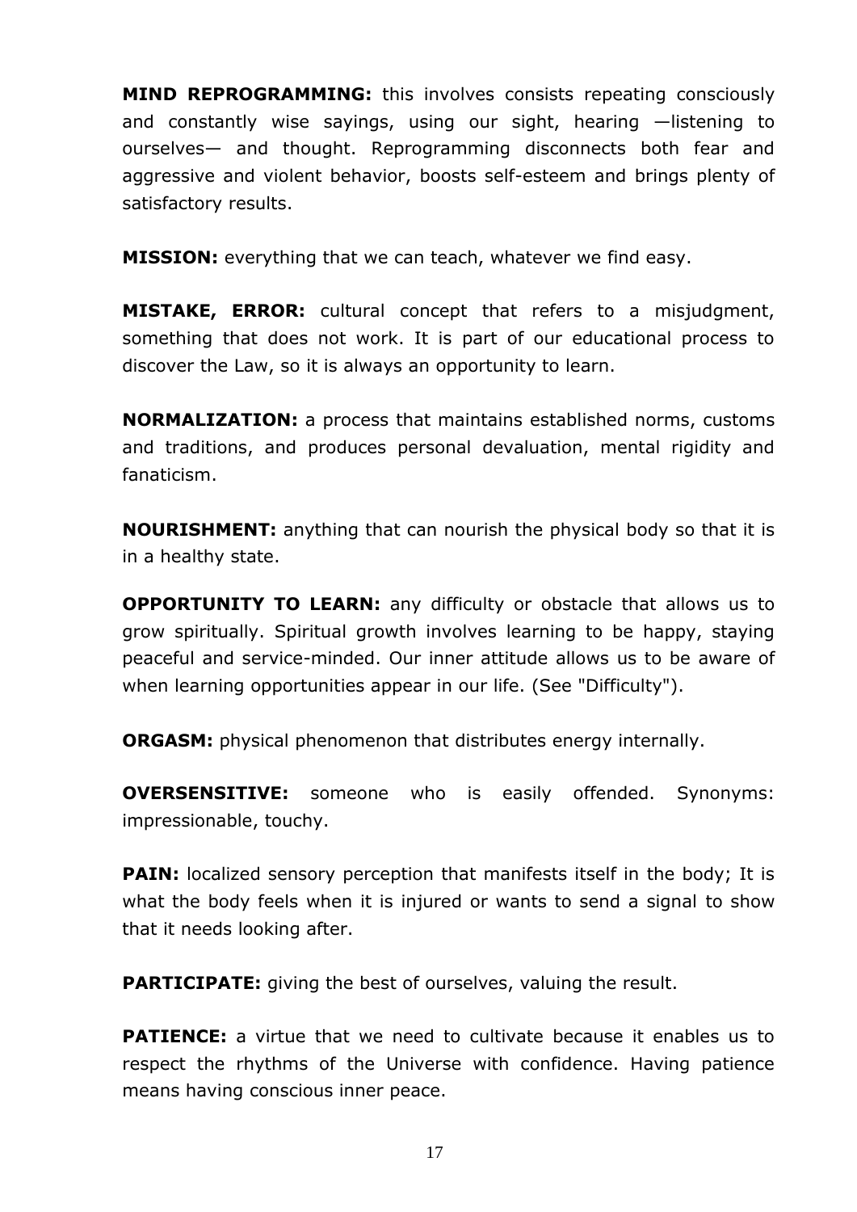**MIND REPROGRAMMING:** this involves consists repeating consciously and constantly wise sayings, using our sight, hearing —listening to ourselves— and thought. Reprogramming disconnects both fear and aggressive and violent behavior, boosts self-esteem and brings plenty of satisfactory results.

**MISSION:** everything that we can teach, whatever we find easy.

**MISTAKE, ERROR:** cultural concept that refers to a misjudgment, something that does not work. It is part of our educational process to discover the Law, so it is always an opportunity to learn.

**NORMALIZATION:** a process that maintains established norms, customs and traditions, and produces personal devaluation, mental rigidity and fanaticism.

**NOURISHMENT:** anything that can nourish the physical body so that it is in a healthy state.

**OPPORTUNITY TO LEARN:** any difficulty or obstacle that allows us to grow spiritually. Spiritual growth involves learning to be happy, staying peaceful and service-minded. Our inner attitude allows us to be aware of when learning opportunities appear in our life. (See "Difficulty").

**ORGASM:** physical phenomenon that distributes energy internally.

**OVERSENSITIVE:** someone who is easily offended. Synonyms: impressionable, touchy.

**PAIN:** localized sensory perception that manifests itself in the body; It is what the body feels when it is injured or wants to send a signal to show that it needs looking after.

**PARTICIPATE:** giving the best of ourselves, valuing the result.

**PATIENCE:** a virtue that we need to cultivate because it enables us to respect the rhythms of the Universe with confidence. Having patience means having conscious inner peace.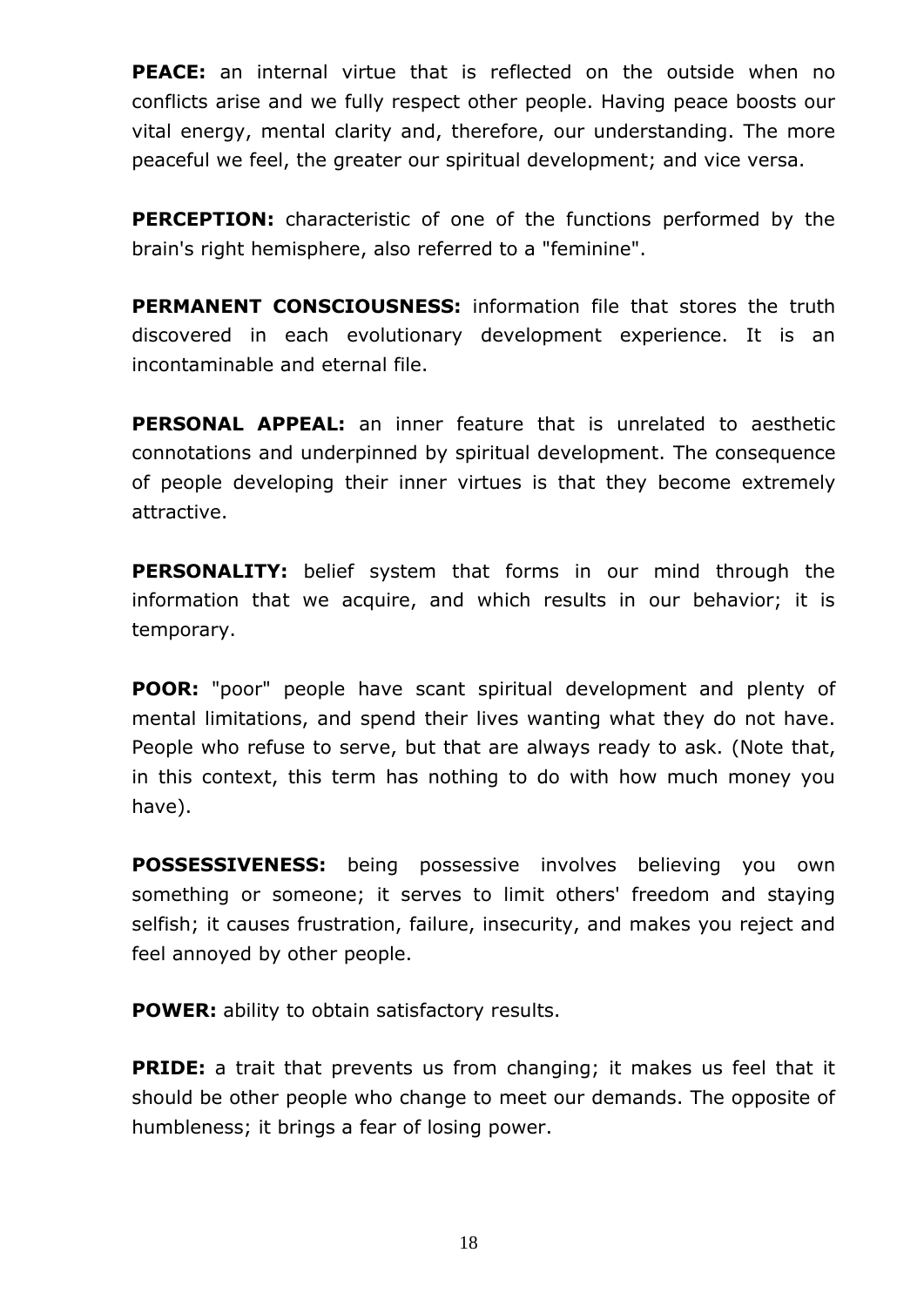**PEACE:** an internal virtue that is reflected on the outside when no conflicts arise and we fully respect other people. Having peace boosts our vital energy, mental clarity and, therefore, our understanding. The more peaceful we feel, the greater our spiritual development; and vice versa.

**PERCEPTION:** characteristic of one of the functions performed by the brain's right hemisphere, also referred to a "feminine".

**PERMANENT CONSCIOUSNESS:** information file that stores the truth discovered in each evolutionary development experience. It is an incontaminable and eternal file.

**PERSONAL APPEAL:** an inner feature that is unrelated to aesthetic connotations and underpinned by spiritual development. The consequence of people developing their inner virtues is that they become extremely attractive.

**PERSONALITY:** belief system that forms in our mind through the information that we acquire, and which results in our behavior; it is temporary.

**POOR:** "poor" people have scant spiritual development and plenty of mental limitations, and spend their lives wanting what they do not have. People who refuse to serve, but that are always ready to ask. (Note that, in this context, this term has nothing to do with how much money you have).

**POSSESSIVENESS:** being possessive involves believing you own something or someone; it serves to limit others' freedom and staying selfish; it causes frustration, failure, insecurity, and makes you reject and feel annoyed by other people.

**POWER:** ability to obtain satisfactory results.

**PRIDE:** a trait that prevents us from changing; it makes us feel that it should be other people who change to meet our demands. The opposite of humbleness; it brings a fear of losing power.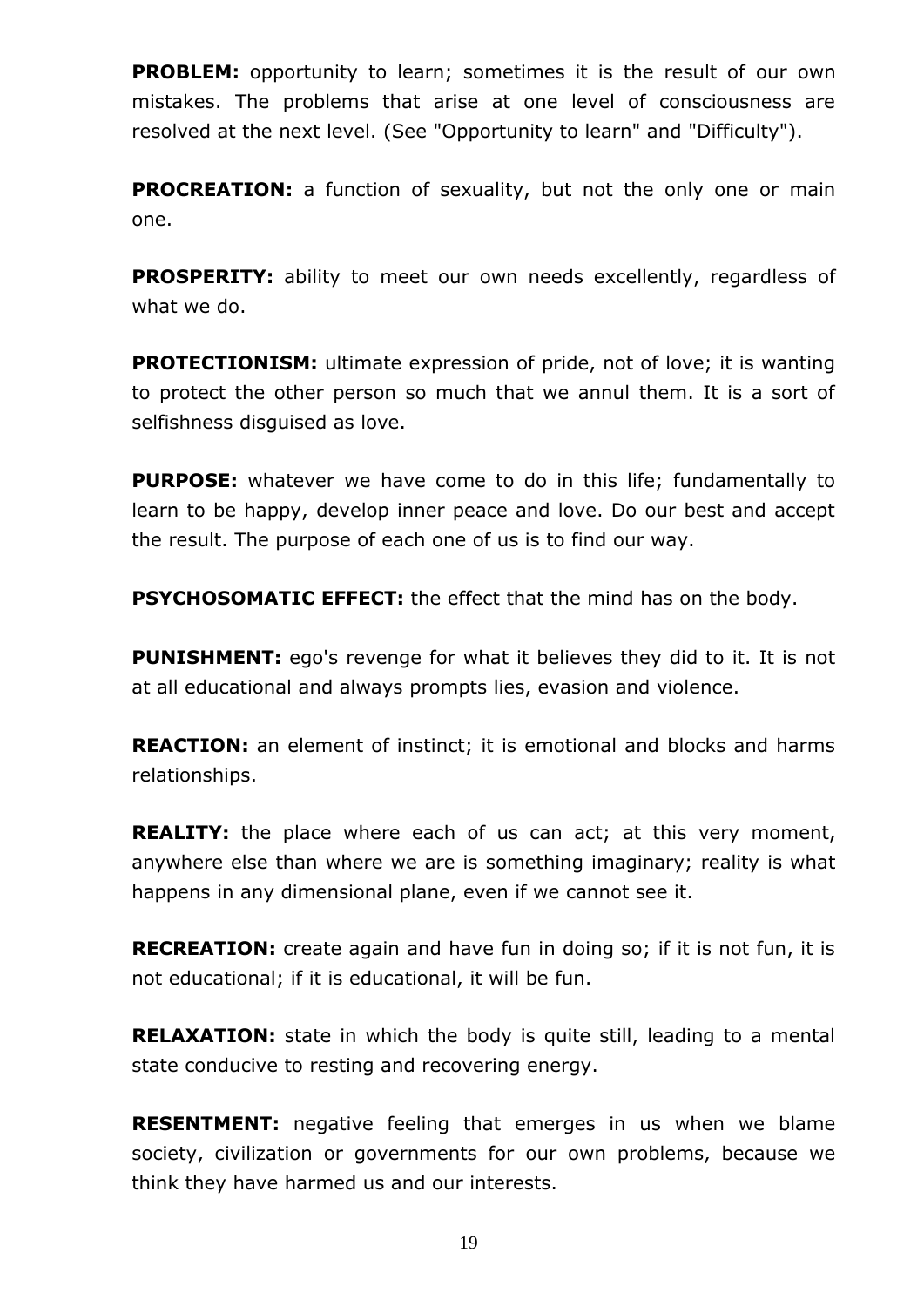**PROBLEM:** opportunity to learn; sometimes it is the result of our own mistakes. The problems that arise at one level of consciousness are resolved at the next level. (See "Opportunity to learn" and "Difficulty").

**PROCREATION:** a function of sexuality, but not the only one or main one.

**PROSPERITY:** ability to meet our own needs excellently, regardless of what we do.

**PROTECTIONISM:** ultimate expression of pride, not of love; it is wanting to protect the other person so much that we annul them. It is a sort of selfishness disguised as love.

**PURPOSE:** whatever we have come to do in this life; fundamentally to learn to be happy, develop inner peace and love. Do our best and accept the result. The purpose of each one of us is to find our way.

**PSYCHOSOMATIC EFFECT:** the effect that the mind has on the body.

**PUNISHMENT:** ego's revenge for what it believes they did to it. It is not at all educational and always prompts lies, evasion and violence.

**REACTION:** an element of instinct; it is emotional and blocks and harms relationships.

**REALITY:** the place where each of us can act; at this very moment, anywhere else than where we are is something imaginary; reality is what happens in any dimensional plane, even if we cannot see it.

**RECREATION:** create again and have fun in doing so; if it is not fun, it is not educational; if it is educational, it will be fun.

**RELAXATION:** state in which the body is quite still, leading to a mental state conducive to resting and recovering energy.

**RESENTMENT:** negative feeling that emerges in us when we blame society, civilization or governments for our own problems, because we think they have harmed us and our interests.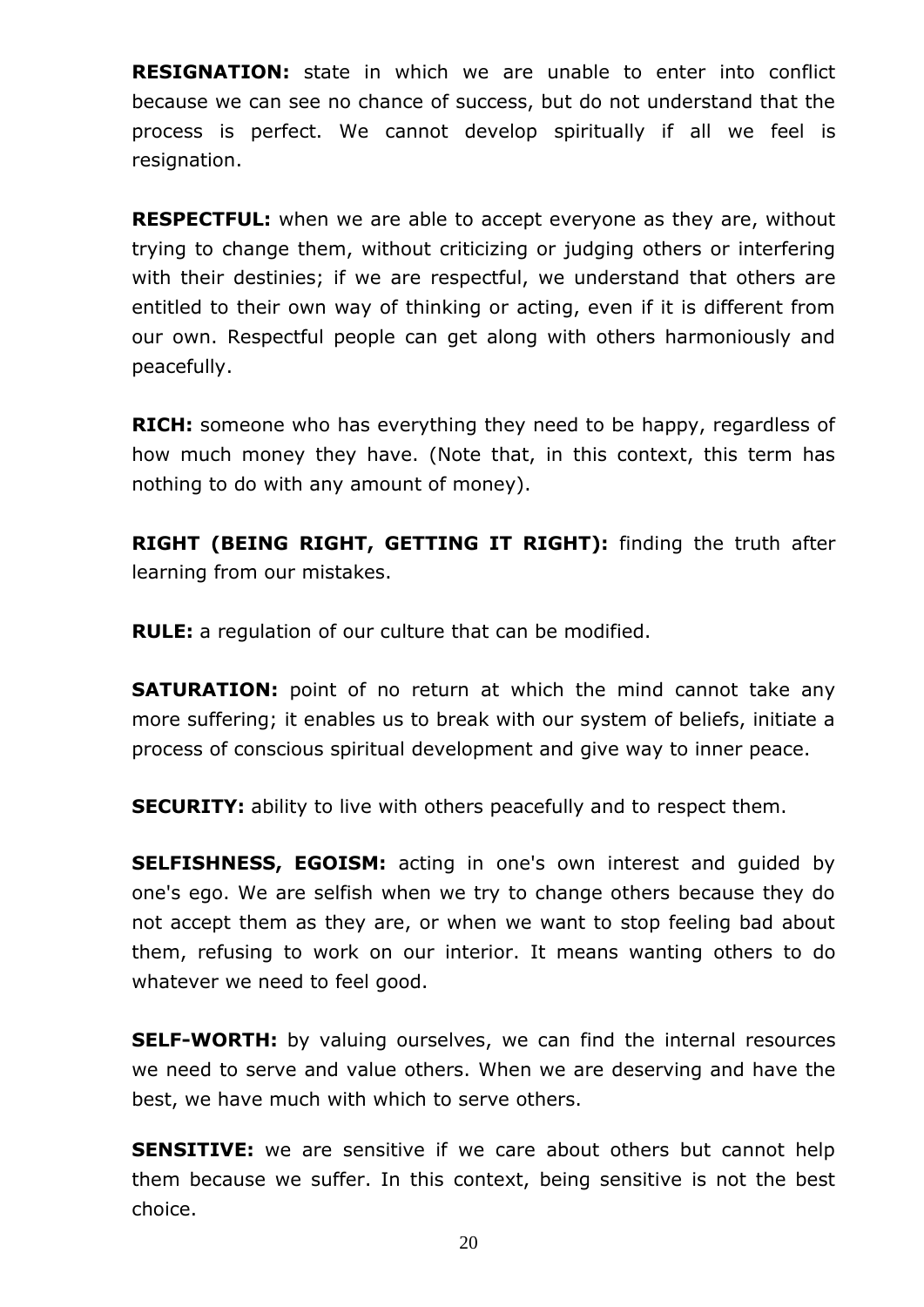**RESIGNATION:** state in which we are unable to enter into conflict because we can see no chance of success, but do not understand that the process is perfect. We cannot develop spiritually if all we feel is resignation.

**RESPECTFUL:** when we are able to accept everyone as they are, without trying to change them, without criticizing or judging others or interfering with their destinies; if we are respectful, we understand that others are entitled to their own way of thinking or acting, even if it is different from our own. Respectful people can get along with others harmoniously and peacefully.

**RICH:** someone who has everything they need to be happy, regardless of how much money they have. (Note that, in this context, this term has nothing to do with any amount of money).

**RIGHT (BEING RIGHT, GETTING IT RIGHT):** finding the truth after learning from our mistakes.

**RULE:** a regulation of our culture that can be modified.

**SATURATION:** point of no return at which the mind cannot take any more suffering; it enables us to break with our system of beliefs, initiate a process of conscious spiritual development and give way to inner peace.

**SECURITY:** ability to live with others peacefully and to respect them.

**SELFISHNESS, EGOISM:** acting in one's own interest and guided by one's ego. We are selfish when we try to change others because they do not accept them as they are, or when we want to stop feeling bad about them, refusing to work on our interior. It means wanting others to do whatever we need to feel good.

**SELF-WORTH:** by valuing ourselves, we can find the internal resources we need to serve and value others. When we are deserving and have the best, we have much with which to serve others.

**SENSITIVE:** we are sensitive if we care about others but cannot help them because we suffer. In this context, being sensitive is not the best choice.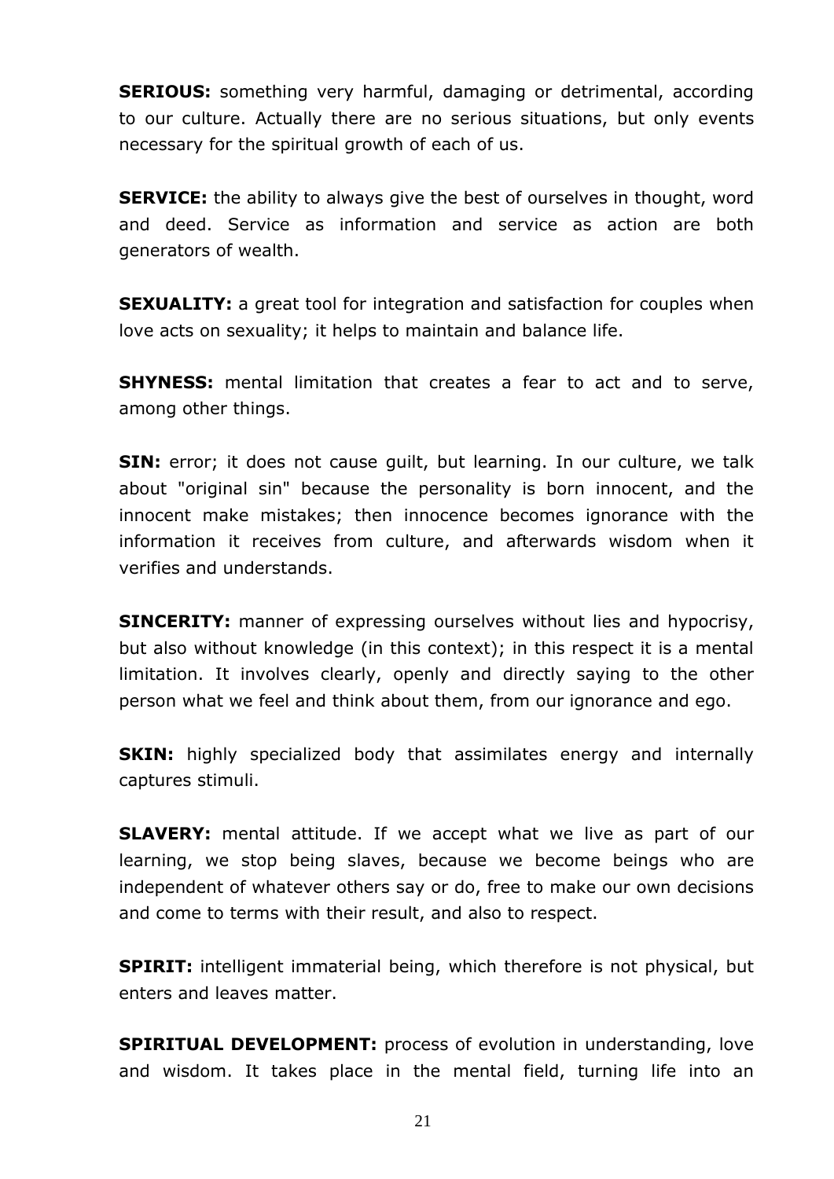**SERIOUS:** something very harmful, damaging or detrimental, according to our culture. Actually there are no serious situations, but only events necessary for the spiritual growth of each of us.

**SERVICE:** the ability to always give the best of ourselves in thought, word and deed. Service as information and service as action are both generators of wealth.

**SEXUALITY:** a great tool for integration and satisfaction for couples when love acts on sexuality; it helps to maintain and balance life.

**SHYNESS:** mental limitation that creates a fear to act and to serve, among other things.

**SIN:** error; it does not cause guilt, but learning. In our culture, we talk about "original sin" because the personality is born innocent, and the innocent make mistakes; then innocence becomes ignorance with the information it receives from culture, and afterwards wisdom when it verifies and understands.

**SINCERITY:** manner of expressing ourselves without lies and hypocrisy, but also without knowledge (in this context); in this respect it is a mental limitation. It involves clearly, openly and directly saying to the other person what we feel and think about them, from our ignorance and ego.

**SKIN:** highly specialized body that assimilates energy and internally captures stimuli.

**SLAVERY:** mental attitude. If we accept what we live as part of our learning, we stop being slaves, because we become beings who are independent of whatever others say or do, free to make our own decisions and come to terms with their result, and also to respect.

**SPIRIT:** intelligent immaterial being, which therefore is not physical, but enters and leaves matter.

**SPIRITUAL DEVELOPMENT:** process of evolution in understanding, love and wisdom. It takes place in the mental field, turning life into an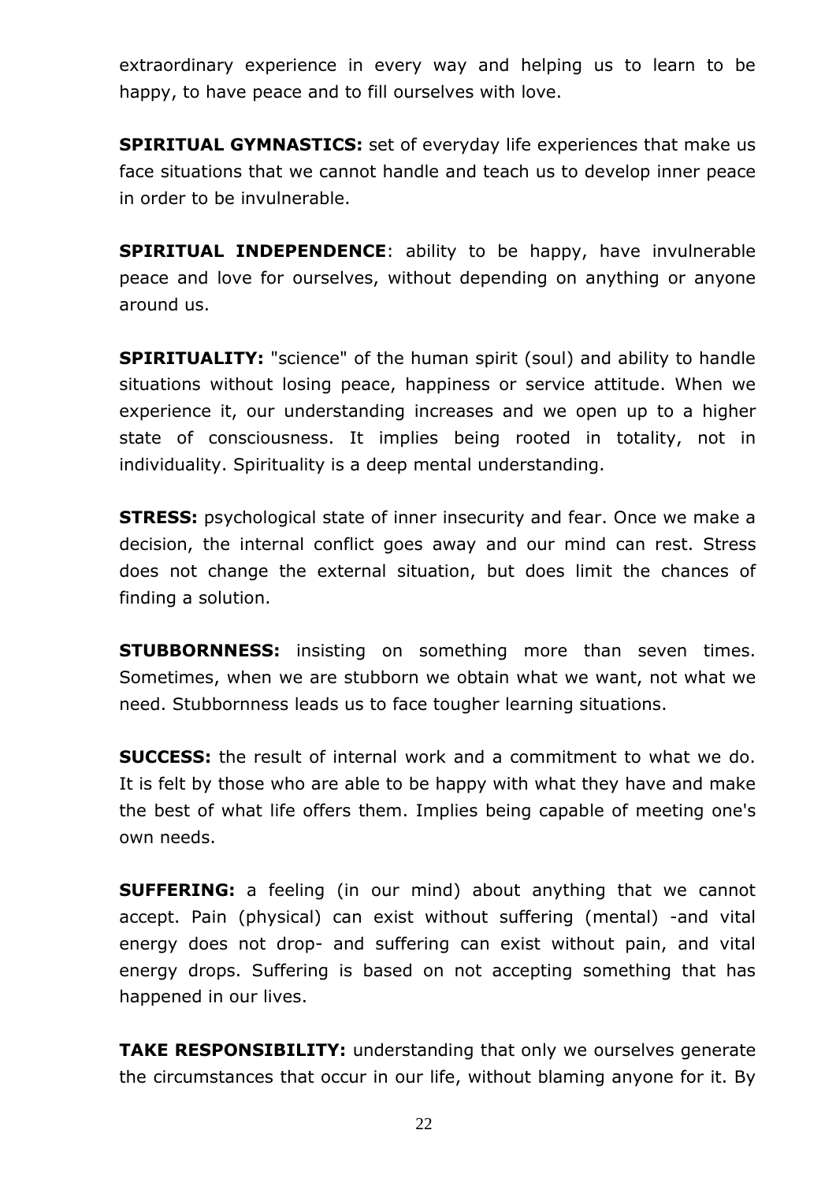extraordinary experience in every way and helping us to learn to be happy, to have peace and to fill ourselves with love.

**SPIRITUAL GYMNASTICS:** set of everyday life experiences that make us face situations that we cannot handle and teach us to develop inner peace in order to be invulnerable.

**SPIRITUAL INDEPENDENCE**: ability to be happy, have invulnerable peace and love for ourselves, without depending on anything or anyone around us.

**SPIRITUALITY:** "science" of the human spirit (soul) and ability to handle situations without losing peace, happiness or service attitude. When we experience it, our understanding increases and we open up to a higher state of consciousness. It implies being rooted in totality, not in individuality. Spirituality is a deep mental understanding.

**STRESS:** psychological state of inner insecurity and fear. Once we make a decision, the internal conflict goes away and our mind can rest. Stress does not change the external situation, but does limit the chances of finding a solution.

**STUBBORNNESS:** insisting on something more than seven times. Sometimes, when we are stubborn we obtain what we want, not what we need. Stubbornness leads us to face tougher learning situations.

**SUCCESS:** the result of internal work and a commitment to what we do. It is felt by those who are able to be happy with what they have and make the best of what life offers them. Implies being capable of meeting one's own needs.

**SUFFERING:** a feeling (in our mind) about anything that we cannot accept. Pain (physical) can exist without suffering (mental) -and vital energy does not drop- and suffering can exist without pain, and vital energy drops. Suffering is based on not accepting something that has happened in our lives.

**TAKE RESPONSIBILITY:** understanding that only we ourselves generate the circumstances that occur in our life, without blaming anyone for it. By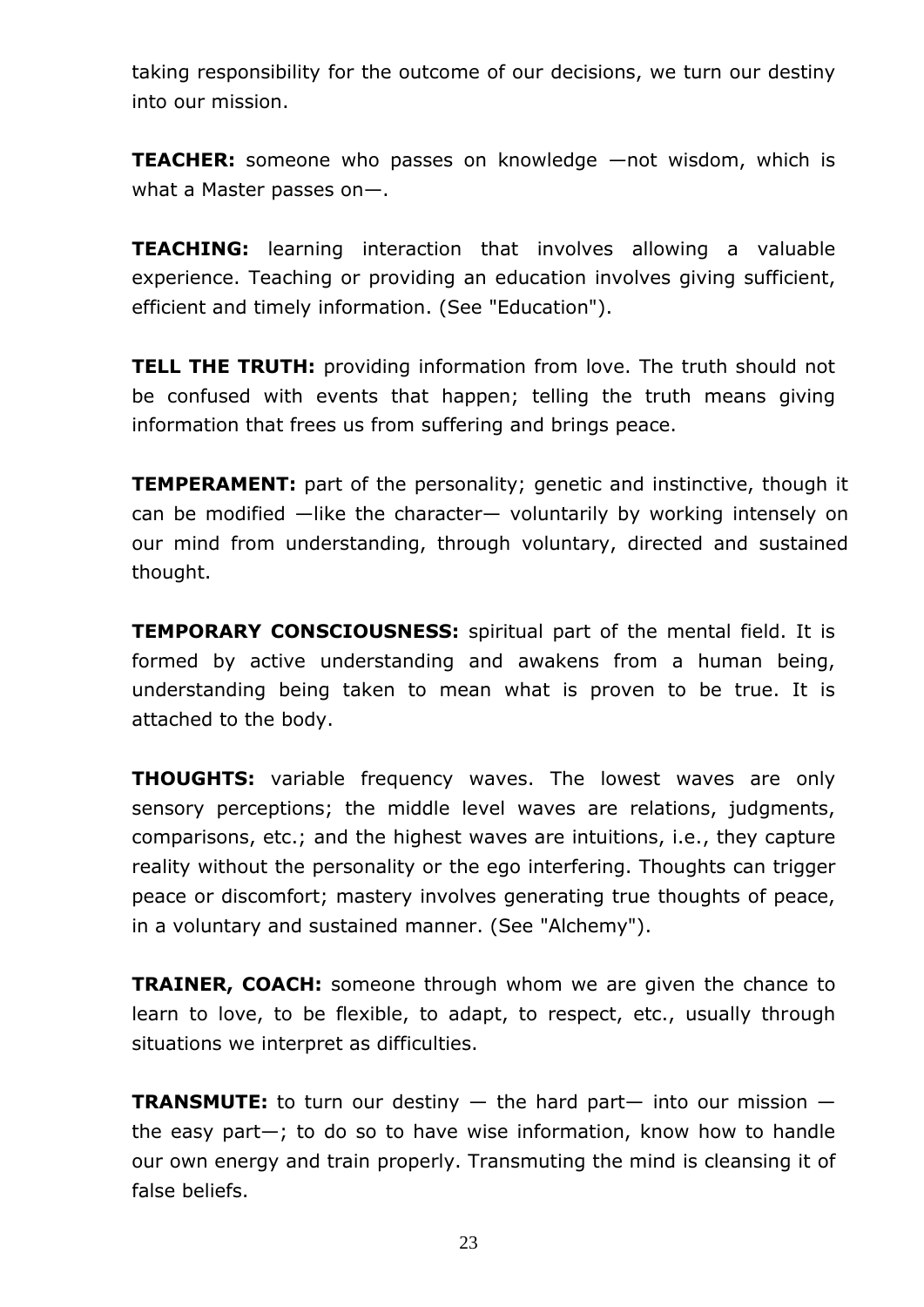taking responsibility for the outcome of our decisions, we turn our destiny into our mission.

**TEACHER:** someone who passes on knowledge —not wisdom, which is what a Master passes on—.

**TEACHING:** learning interaction that involves allowing a valuable experience. Teaching or providing an education involves giving sufficient, efficient and timely information. (See "Education").

**TELL THE TRUTH:** providing information from love. The truth should not be confused with events that happen; telling the truth means giving information that frees us from suffering and brings peace.

**TEMPERAMENT:** part of the personality; genetic and instinctive, though it can be modified —like the character— voluntarily by working intensely on our mind from understanding, through voluntary, directed and sustained thought.

**TEMPORARY CONSCIOUSNESS:** spiritual part of the mental field. It is formed by active understanding and awakens from a human being, understanding being taken to mean what is proven to be true. It is attached to the body.

**THOUGHTS:** variable frequency waves. The lowest waves are only sensory perceptions; the middle level waves are relations, judgments, comparisons, etc.; and the highest waves are intuitions, i.e., they capture reality without the personality or the ego interfering. Thoughts can trigger peace or discomfort; mastery involves generating true thoughts of peace, in a voluntary and sustained manner. (See "Alchemy").

**TRAINER, COACH:** someone through whom we are given the chance to learn to love, to be flexible, to adapt, to respect, etc., usually through situations we interpret as difficulties.

**TRANSMUTE:** to turn our destiny — the hard part— into our mission — the easy part—; to do so to have wise information, know how to handle our own energy and train properly. Transmuting the mind is cleansing it of false beliefs.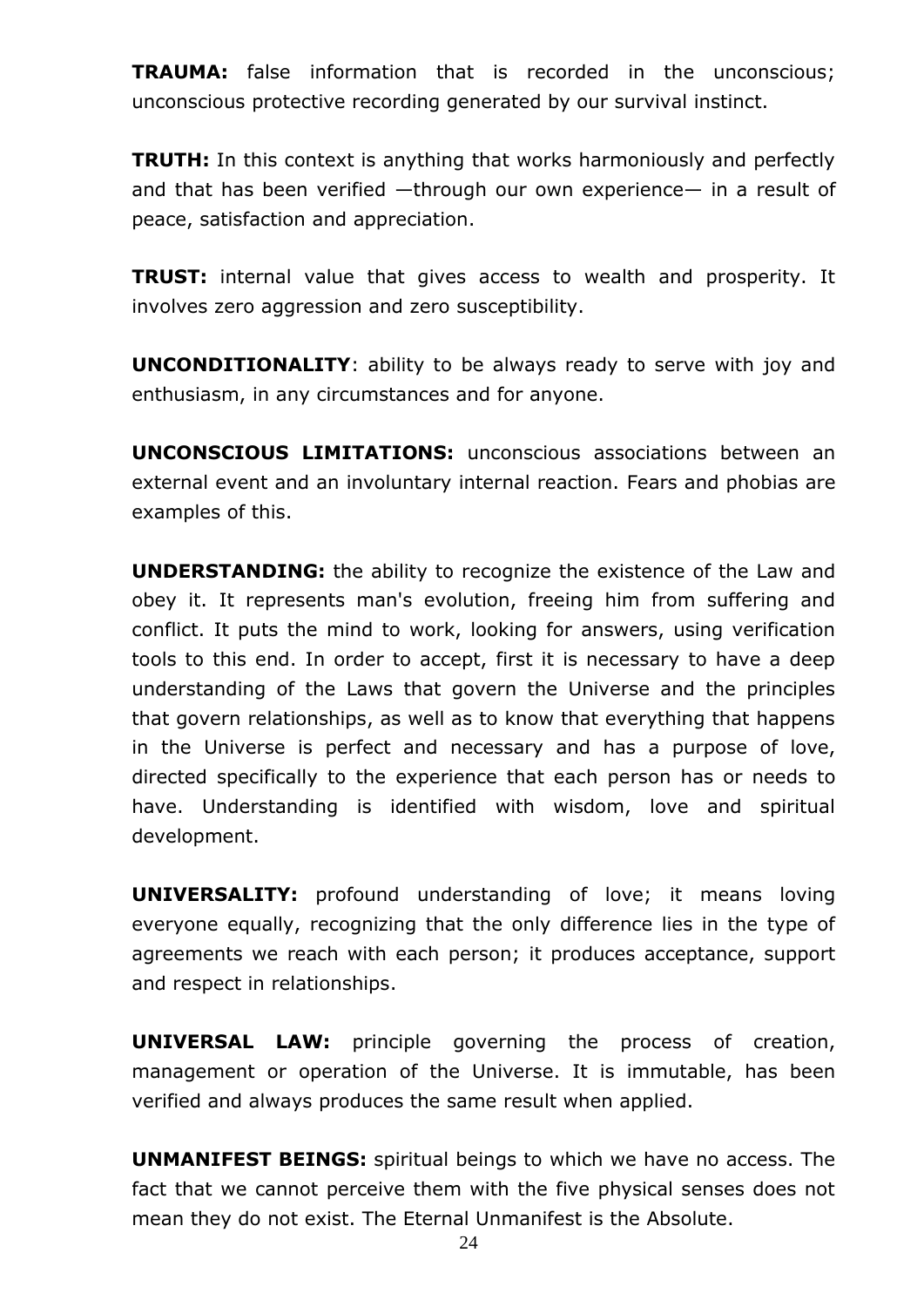**TRAUMA:** false information that is recorded in the unconscious; unconscious protective recording generated by our survival instinct.

**TRUTH:** In this context is anything that works harmoniously and perfectly and that has been verified —through our own experience— in a result of peace, satisfaction and appreciation.

**TRUST:** internal value that gives access to wealth and prosperity. It involves zero aggression and zero susceptibility.

**UNCONDITIONALITY**: ability to be always ready to serve with joy and enthusiasm, in any circumstances and for anyone.

**UNCONSCIOUS LIMITATIONS:** unconscious associations between an external event and an involuntary internal reaction. Fears and phobias are examples of this.

**UNDERSTANDING:** the ability to recognize the existence of the Law and obey it. It represents man's evolution, freeing him from suffering and conflict. It puts the mind to work, looking for answers, using verification tools to this end. In order to accept, first it is necessary to have a deep understanding of the Laws that govern the Universe and the principles that govern relationships, as well as to know that everything that happens in the Universe is perfect and necessary and has a purpose of love, directed specifically to the experience that each person has or needs to have. Understanding is identified with wisdom, love and spiritual development.

**UNIVERSALITY:** profound understanding of love; it means loving everyone equally, recognizing that the only difference lies in the type of agreements we reach with each person; it produces acceptance, support and respect in relationships.

**UNIVERSAL LAW:** principle governing the process of creation, management or operation of the Universe. It is immutable, has been verified and always produces the same result when applied.

**UNMANIFEST BEINGS:** spiritual beings to which we have no access. The fact that we cannot perceive them with the five physical senses does not mean they do not exist. The Eternal Unmanifest is the Absolute.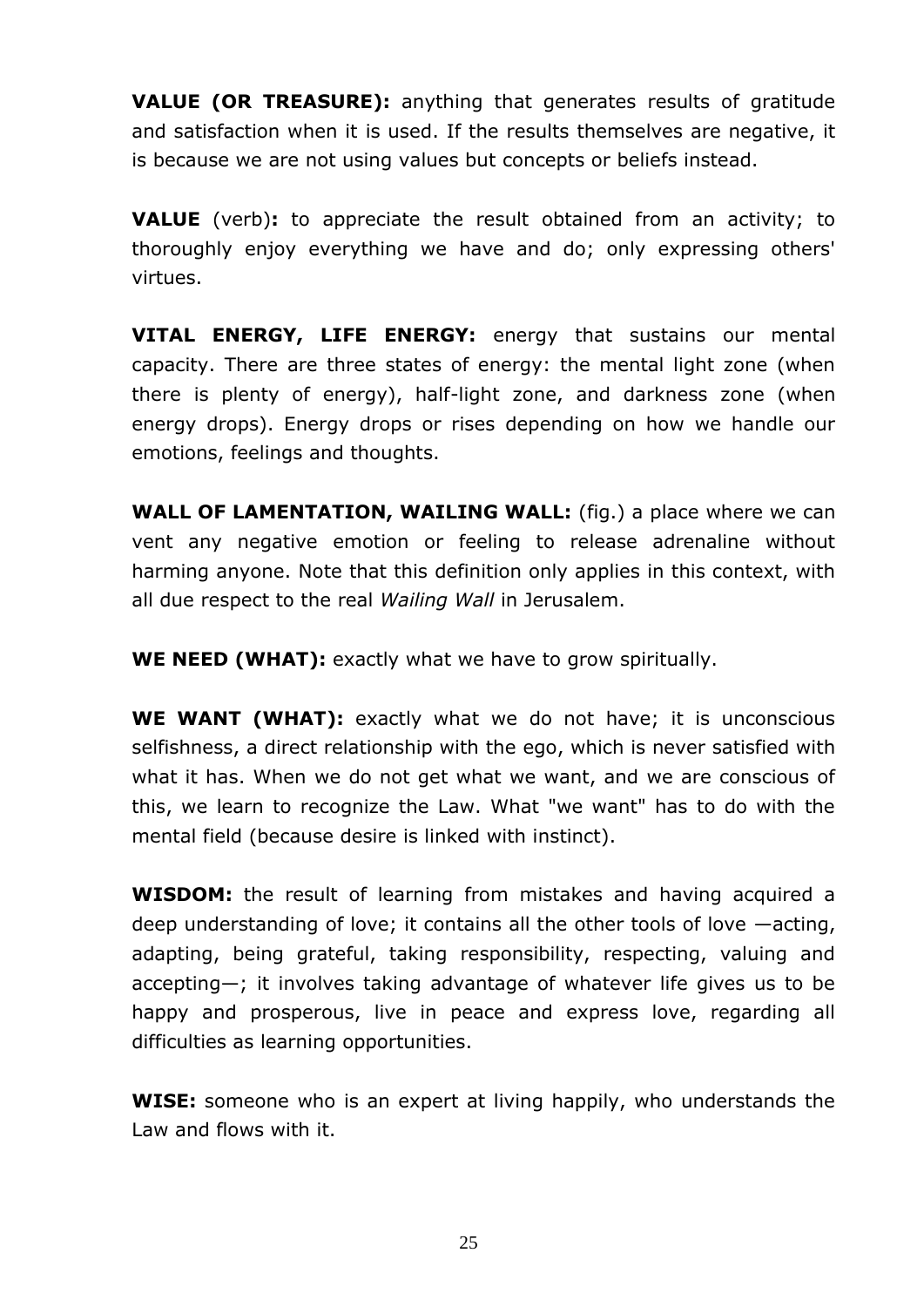**VALUE (OR TREASURE):** anything that generates results of gratitude and satisfaction when it is used. If the results themselves are negative, it is because we are not using values but concepts or beliefs instead.

**VALUE** (verb)**:** to appreciate the result obtained from an activity; to thoroughly enjoy everything we have and do; only expressing others' virtues.

**VITAL ENERGY, LIFE ENERGY:** energy that sustains our mental capacity. There are three states of energy: the mental light zone (when there is plenty of energy), half-light zone, and darkness zone (when energy drops). Energy drops or rises depending on how we handle our emotions, feelings and thoughts.

**WALL OF LAMENTATION, WAILING WALL:** (fig.) a place where we can vent any negative emotion or feeling to release adrenaline without harming anyone. Note that this definition only applies in this context, with all due respect to the real *Wailing Wall* in Jerusalem.

**WE NEED (WHAT):** exactly what we have to grow spiritually.

**WE WANT (WHAT):** exactly what we do not have; it is unconscious selfishness, a direct relationship with the ego, which is never satisfied with what it has. When we do not get what we want, and we are conscious of this, we learn to recognize the Law. What "we want" has to do with the mental field (because desire is linked with instinct).

**WISDOM:** the result of learning from mistakes and having acquired a deep understanding of love; it contains all the other tools of love —acting, adapting, being grateful, taking responsibility, respecting, valuing and accepting—; it involves taking advantage of whatever life gives us to be happy and prosperous, live in peace and express love, regarding all difficulties as learning opportunities.

**WISE:** someone who is an expert at living happily, who understands the Law and flows with it.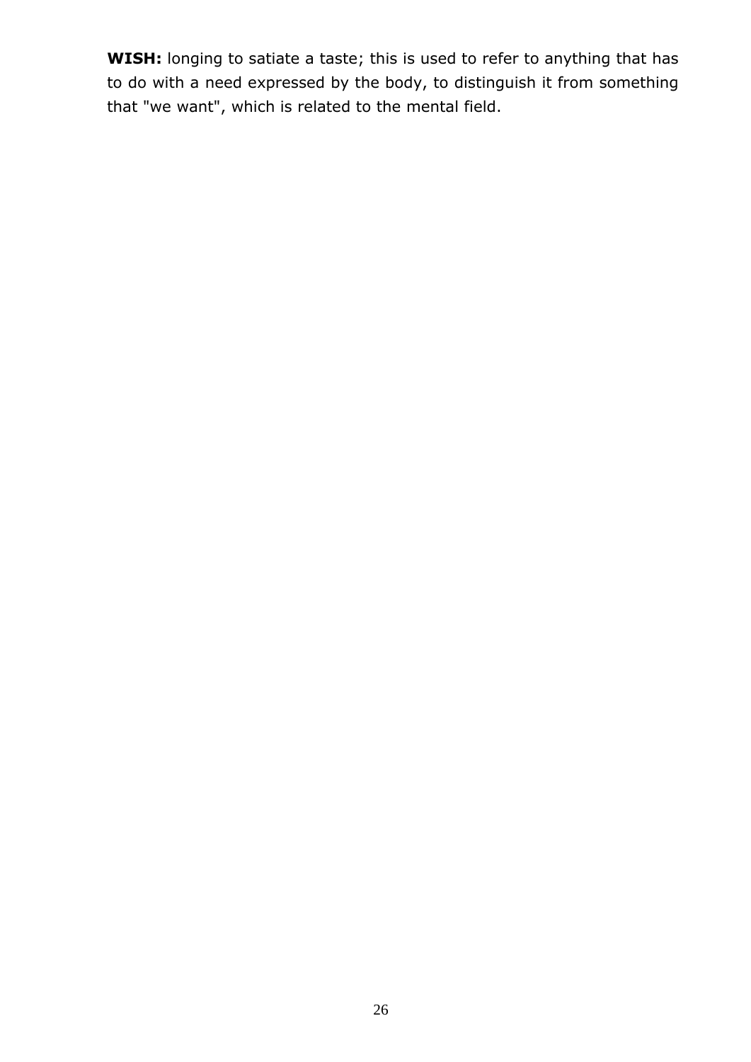**WISH:** longing to satiate a taste; this is used to refer to anything that has to do with a need expressed by the body, to distinguish it from something that "we want", which is related to the mental field.